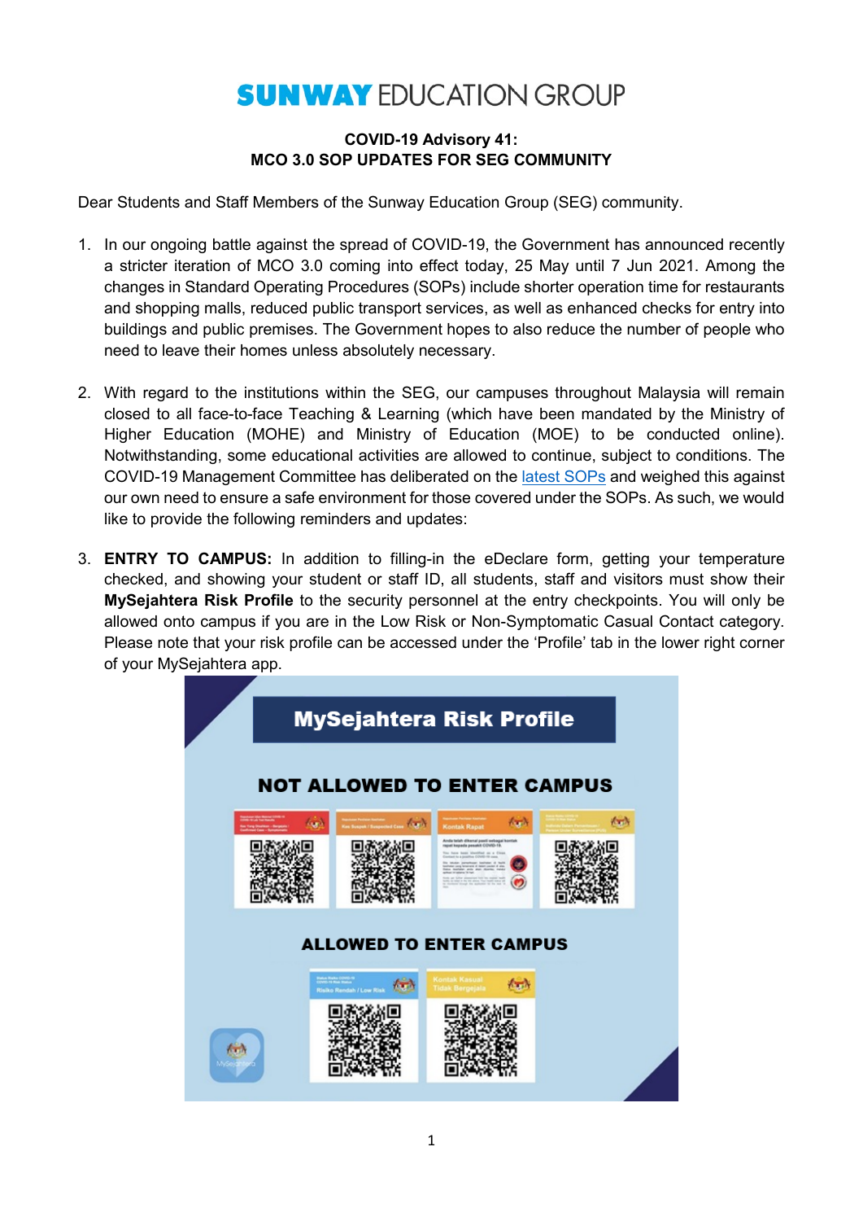# SUNWAY EDUCATION GROUP

**COVID-19 Advisory 41:**
**MCO 3.0 SOP UPDATES FOR SEG COMMUNITY**

Dear Students and Staff Members of the Sunway Education Group (SEG) community.

1. In our ongoing battle against the spread of COVID-19, the Government has announced recently a stricter iteration of MCO 3.0 coming into effect today, 25 May until 7 Jun 2021. Among the changes in Standard Operating Procedures (SOPs) include shorter operation time for restaurants and shopping malls, reduced public transport services, as well as enhanced checks for entry into buildings and public premises. The Government hopes to also reduce the number of people who need to leave their homes unless absolutely necessary.

2. With regard to the institutions within the SEG, our campuses throughout Malaysia will remain closed to all face-to-face Teaching & Learning (which have been mandated by the Ministry of Higher Education (MOHE) and Ministry of Education (MOE) to be conducted online). Notwithstanding, some educational activities are allowed to continue, subject to conditions. The COVID-19 Management Committee has deliberated on the latest SOPs and weighed this against our own need to ensure a safe environment for those covered under the SOPs. As such, we would like to provide the following reminders and updates:

3. **ENTRY TO CAMPUS:** In addition to filling-in the eDeclare form, getting your temperature checked, and showing your student or staff ID, all students, staff and visitors must show their **MySejahtera Risk Profile** to the security personnel at the entry checkpoints. You will only be allowed onto campus if you are in the Low Risk or Non-Symptomatic Casual Contact category. Please note that your risk profile can be accessed under the 'Profile' tab in the lower right corner of your MySejahtera app.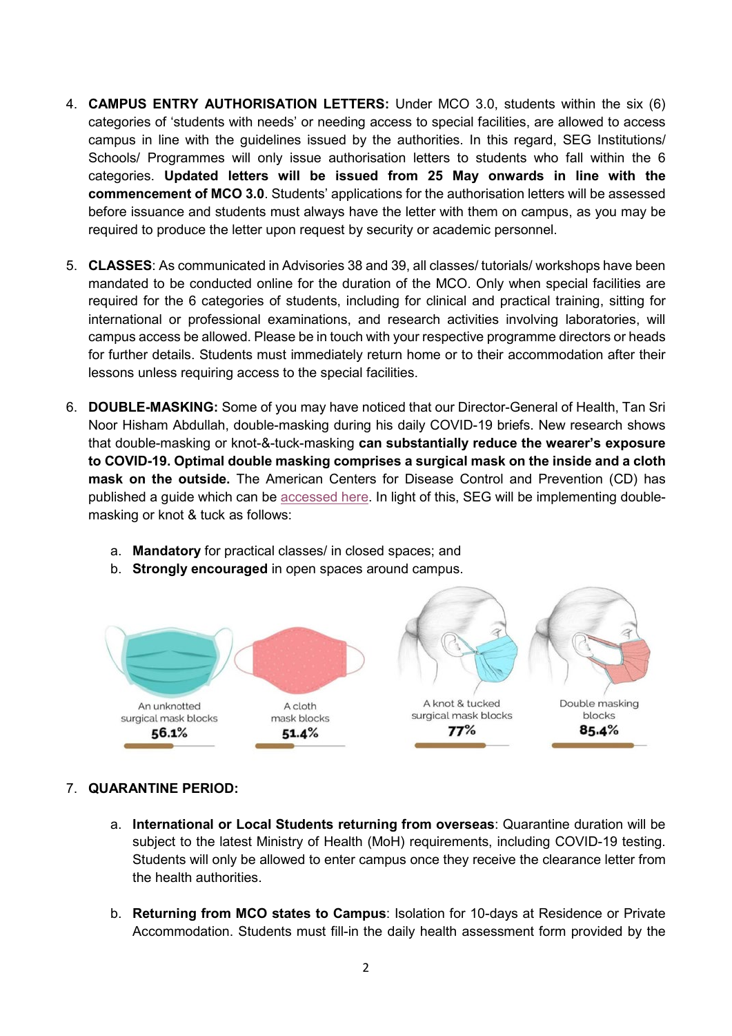4. **CAMPUS ENTRY AUTHORISATION LETTERS:** Under MCO 3.0, students within the six (6) categories of 'students with needs' or needing access to special facilities, are allowed to access campus in line with the guidelines issued by the authorities. In this regard, SEG Institutions/ Schools/ Programmes will only issue authorisation letters to students who fall within the 6 categories. **Updated letters will be issued from 25 May onwards in line with the commencement of MCO 3.0**. Students' applications for the authorisation letters will be assessed before issuance and students must always have the letter with them on campus, as you may be required to produce the letter upon request by security or academic personnel.

5. **CLASSES**: As communicated in Advisories 38 and 39, all classes/ tutorials/ workshops have been mandated to be conducted online for the duration of the MCO. Only when special facilities are required for the 6 categories of students, including for clinical and practical training, sitting for international or professional examinations, and research activities involving laboratories, will campus access be allowed. Please be in touch with your respective programme directors or heads for further details. Students must immediately return home or to their accommodation after their lessons unless requiring access to the special facilities.

6. **DOUBLE-MASKING:** Some of you may have noticed that our Director-General of Health, Tan Sri Noor Hisham Abdullah, double-masking during his daily COVID-19 briefs. New research shows that double-masking or knot-&-tuck-masking **can substantially reduce the wearer's exposure to COVID-19. Optimal double masking comprises a surgical mask on the inside and a cloth mask on the outside.** The American Centers for Disease Control and Prevention (CD) has published a guide which can be accessed here. In light of this, SEG will be implementing double-masking or knot & tuck as follows:

   a. **Mandatory** for practical classes/ in closed spaces; and
   b. **Strongly encouraged** in open spaces around campus.

An unknotted surgical mask blocks **56.1%**

A cloth mask blocks **51.4%**

A knot & tucked surgical mask blocks **77%**

Double masking blocks **85.4%**

7. **QUARANTINE PERIOD:**

   a. **International or Local Students returning from overseas**: Quarantine duration will be subject to the latest Ministry of Health (MoH) requirements, including COVID-19 testing. Students will only be allowed to enter campus once they receive the clearance letter from the health authorities.

   b. **Returning from MCO states to Campus**: Isolation for 10-days at Residence or Private Accommodation. Students must fill-in the daily health assessment form provided by the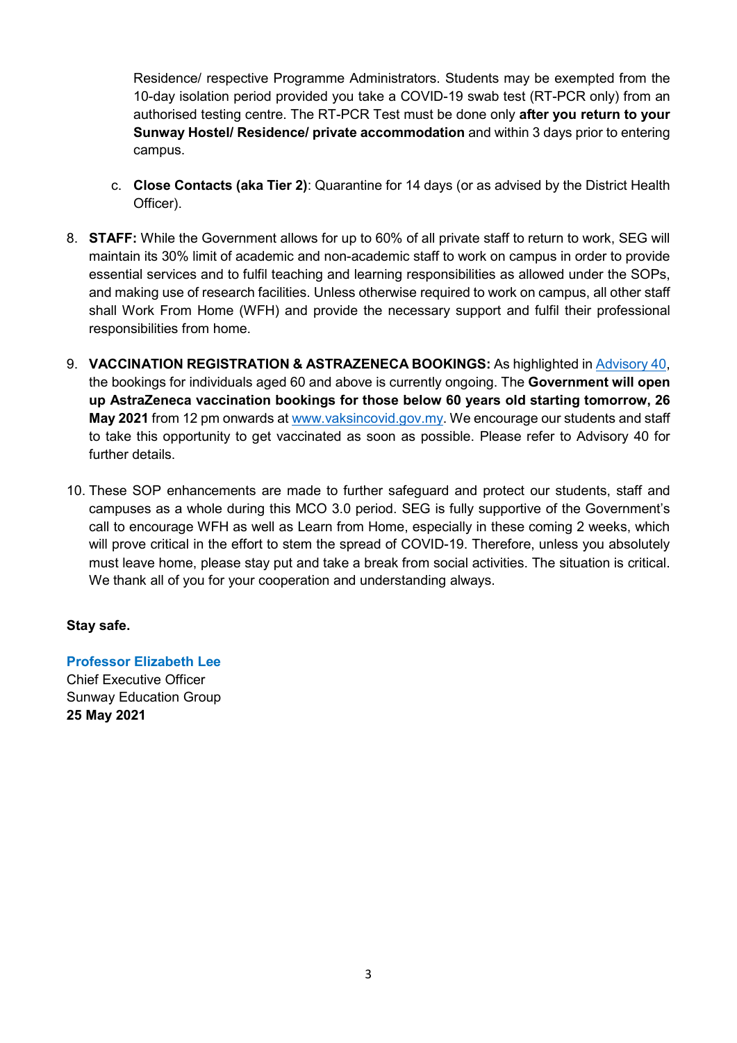Residence/ respective Programme Administrators. Students may be exempted from the 10-day isolation period provided you take a COVID-19 swab test (RT-PCR only) from an authorised testing centre. The RT-PCR Test must be done only **after you return to your Sunway Hostel/ Residence/ private accommodation** and within 3 days prior to entering campus.

   c. **Close Contacts (aka Tier 2)**: Quarantine for 14 days (or as advised by the District Health Officer).

8. **STAFF:** While the Government allows for up to 60% of all private staff to return to work, SEG will maintain its 30% limit of academic and non-academic staff to work on campus in order to provide essential services and to fulfil teaching and learning responsibilities as allowed under the SOPs, and making use of research facilities. Unless otherwise required to work on campus, all other staff shall Work From Home (WFH) and provide the necessary support and fulfil their professional responsibilities from home.

9. **VACCINATION REGISTRATION & ASTRAZENECA BOOKINGS:** As highlighted in Advisory 40, the bookings for individuals aged 60 and above is currently ongoing. The **Government will open up AstraZeneca vaccination bookings for those below 60 years old starting tomorrow, 26 May 2021** from 12 pm onwards at www.vaksincovid.gov.my. We encourage our students and staff to take this opportunity to get vaccinated as soon as possible. Please refer to Advisory 40 for further details.

10. These SOP enhancements are made to further safeguard and protect our students, staff and campuses as a whole during this MCO 3.0 period. SEG is fully supportive of the Government's call to encourage WFH as well as Learn from Home, especially in these coming 2 weeks, which will prove critical in the effort to stem the spread of COVID-19. Therefore, unless you absolutely must leave home, please stay put and take a break from social activities. The situation is critical. We thank all of you for your cooperation and understanding always.

**Stay safe.**

**Professor Elizabeth Lee**
Chief Executive Officer
Sunway Education Group
**25 May 2021**